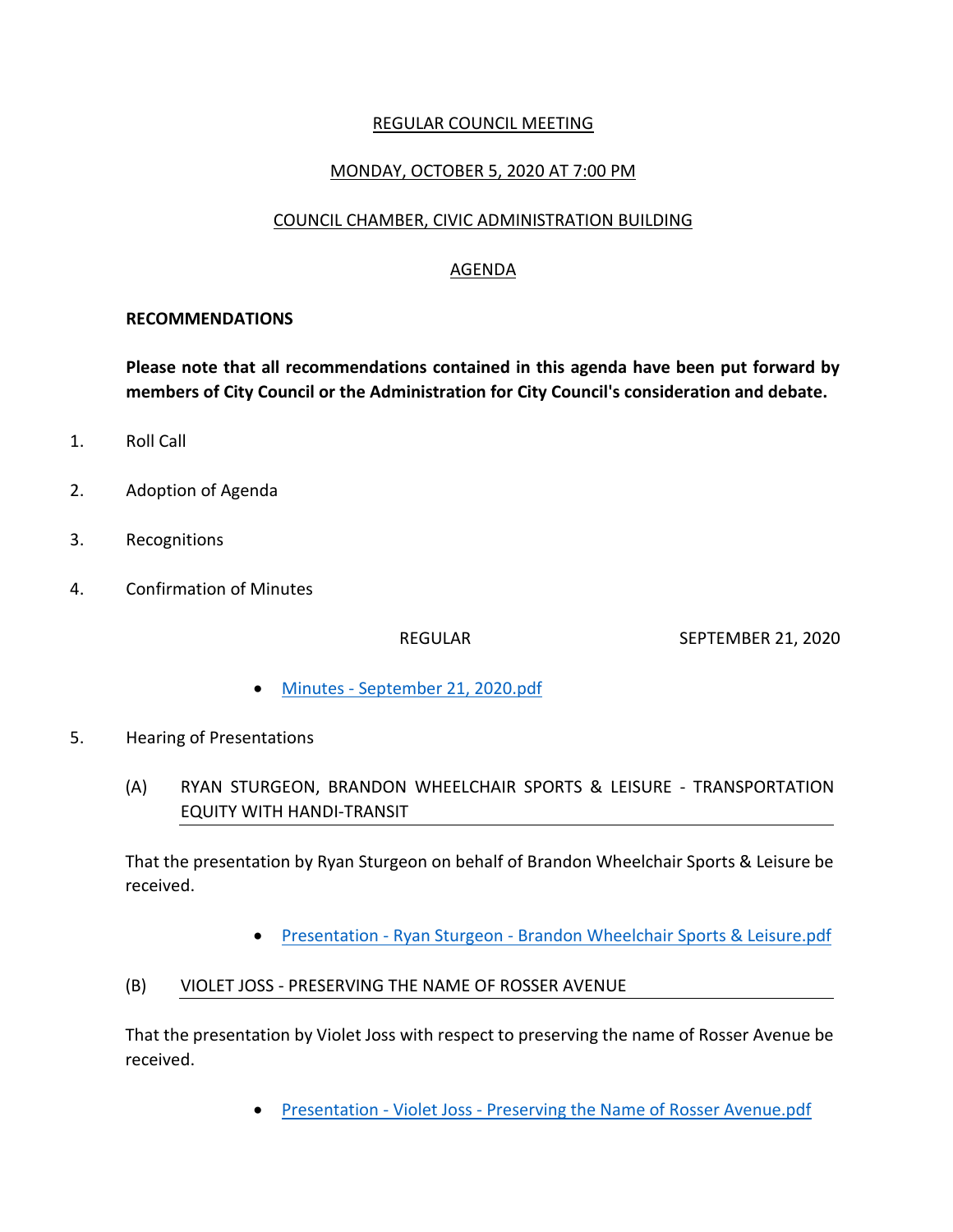# REGULAR COUNCIL MEETING

## MONDAY, OCTOBER 5, 2020 AT 7:00 PM

## COUNCIL CHAMBER, CIVIC ADMINISTRATION BUILDING

## AGENDA

**RECOMMENDATIONS**

**Please note that all recommendations contained in this agenda have been put forward by members of City Council or the Administration for City Council's consideration and debate.**

1. Roll Call

2. Adoption of Agenda

3. Recognitions

4. Confirmation of Minutes

   REGULAR SEPTEMBER 21, 2020

   - Minutes - September 21, 2020.pdf

5. Hearing of Presentations

   (A) RYAN STURGEON, BRANDON WHEELCHAIR SPORTS & LEISURE - TRANSPORTATION EQUITY WITH HANDI-TRANSIT

   That the presentation by Ryan Sturgeon on behalf of Brandon Wheelchair Sports & Leisure be received.

   - Presentation - Ryan Sturgeon - Brandon Wheelchair Sports & Leisure.pdf

   (B) VIOLET JOSS - PRESERVING THE NAME OF ROSSER AVENUE

   That the presentation by Violet Joss with respect to preserving the name of Rosser Avenue be received.

   - Presentation - Violet Joss - Preserving the Name of Rosser Avenue.pdf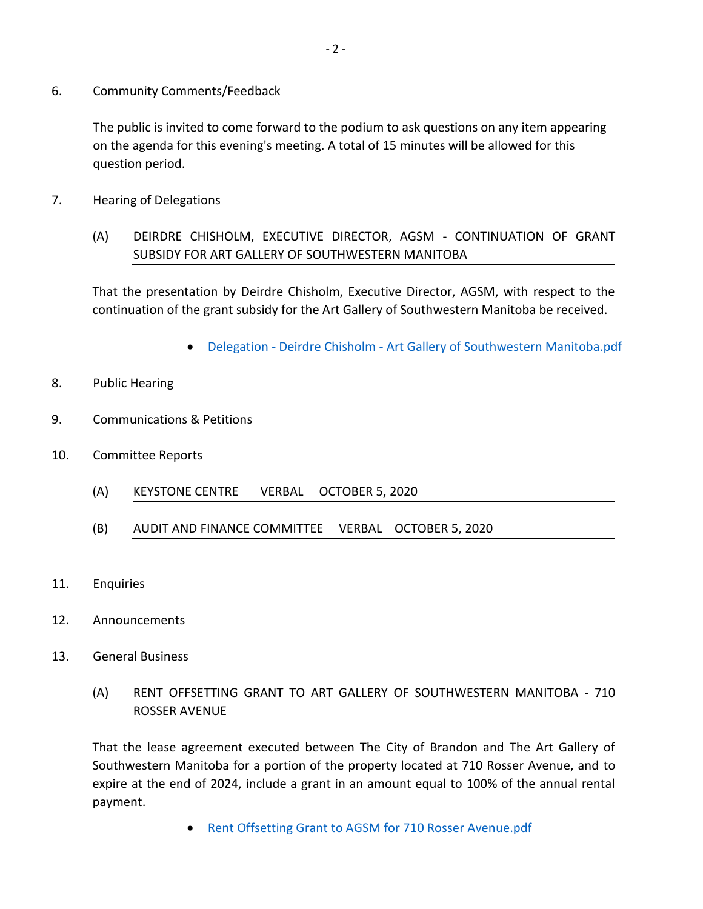6. Community Comments/Feedback

   The public is invited to come forward to the podium to ask questions on any item appearing on the agenda for this evening's meeting. A total of 15 minutes will be allowed for this question period.

7. Hearing of Delegations

   (A) DEIRDRE CHISHOLM, EXECUTIVE DIRECTOR, AGSM - CONTINUATION OF GRANT SUBSIDY FOR ART GALLERY OF SOUTHWESTERN MANITOBA

   That the presentation by Deirdre Chisholm, Executive Director, AGSM, with respect to the continuation of the grant subsidy for the Art Gallery of Southwestern Manitoba be received.

   - Delegation - Deirdre Chisholm - Art Gallery of Southwestern Manitoba.pdf

8. Public Hearing

9. Communications & Petitions

10. Committee Reports

    (A) KEYSTONE CENTRE VERBAL OCTOBER 5, 2020

    (B) AUDIT AND FINANCE COMMITTEE VERBAL OCTOBER 5, 2020

11. Enquiries

12. Announcements

13. General Business

    (A) RENT OFFSETTING GRANT TO ART GALLERY OF SOUTHWESTERN MANITOBA - 710 ROSSER AVENUE

    That the lease agreement executed between The City of Brandon and The Art Gallery of Southwestern Manitoba for a portion of the property located at 710 Rosser Avenue, and to expire at the end of 2024, include a grant in an amount equal to 100% of the annual rental payment.

    - Rent Offsetting Grant to AGSM for 710 Rosser Avenue.pdf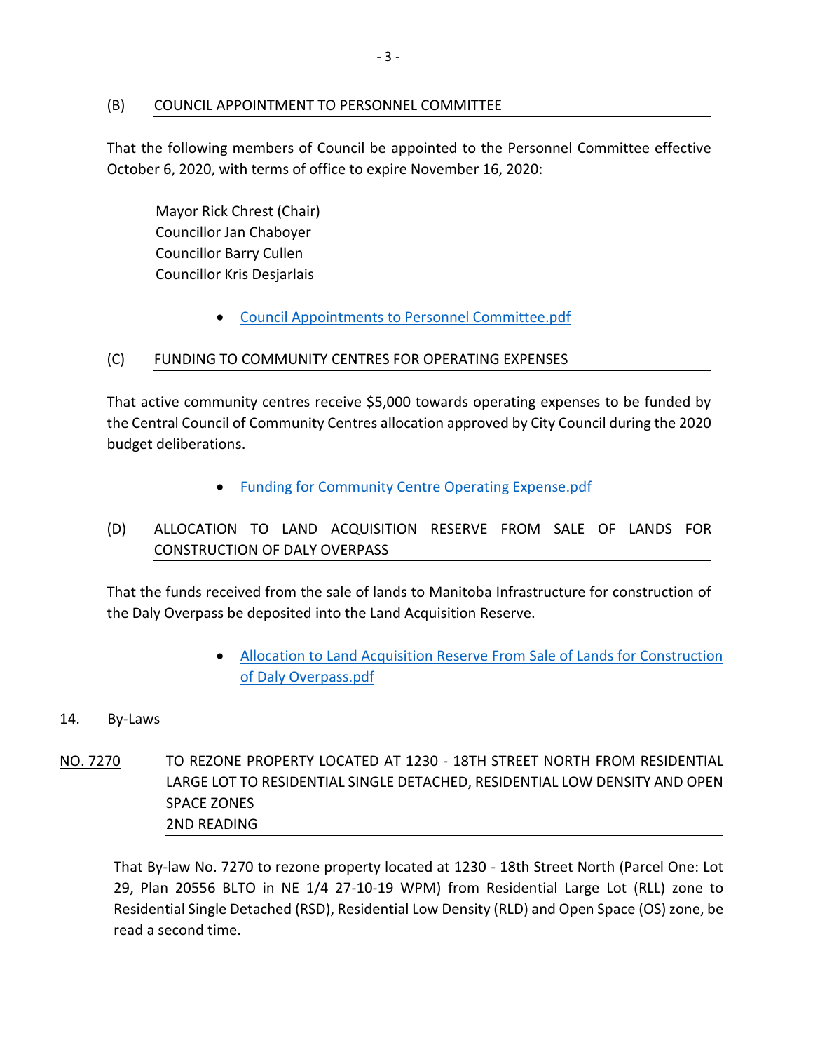(B) COUNCIL APPOINTMENT TO PERSONNEL COMMITTEE

That the following members of Council be appointed to the Personnel Committee effective October 6, 2020, with terms of office to expire November 16, 2020:

Mayor Rick Chrest (Chair)
Councillor Jan Chaboyer
Councillor Barry Cullen
Councillor Kris Desjarlais

- Council Appointments to Personnel Committee.pdf

(C) FUNDING TO COMMUNITY CENTRES FOR OPERATING EXPENSES

That active community centres receive $5,000 towards operating expenses to be funded by the Central Council of Community Centres allocation approved by City Council during the 2020 budget deliberations.

- Funding for Community Centre Operating Expense.pdf

(D) ALLOCATION TO LAND ACQUISITION RESERVE FROM SALE OF LANDS FOR CONSTRUCTION OF DALY OVERPASS

That the funds received from the sale of lands to Manitoba Infrastructure for construction of the Daly Overpass be deposited into the Land Acquisition Reserve.

- Allocation to Land Acquisition Reserve From Sale of Lands for Construction of Daly Overpass.pdf

14. By-Laws

NO. 7270 TO REZONE PROPERTY LOCATED AT 1230 - 18TH STREET NORTH FROM RESIDENTIAL LARGE LOT TO RESIDENTIAL SINGLE DETACHED, RESIDENTIAL LOW DENSITY AND OPEN SPACE ZONES
2ND READING

That By-law No. 7270 to rezone property located at 1230 - 18th Street North (Parcel One: Lot 29, Plan 20556 BLTO in NE 1/4 27-10-19 WPM) from Residential Large Lot (RLL) zone to Residential Single Detached (RSD), Residential Low Density (RLD) and Open Space (OS) zone, be read a second time.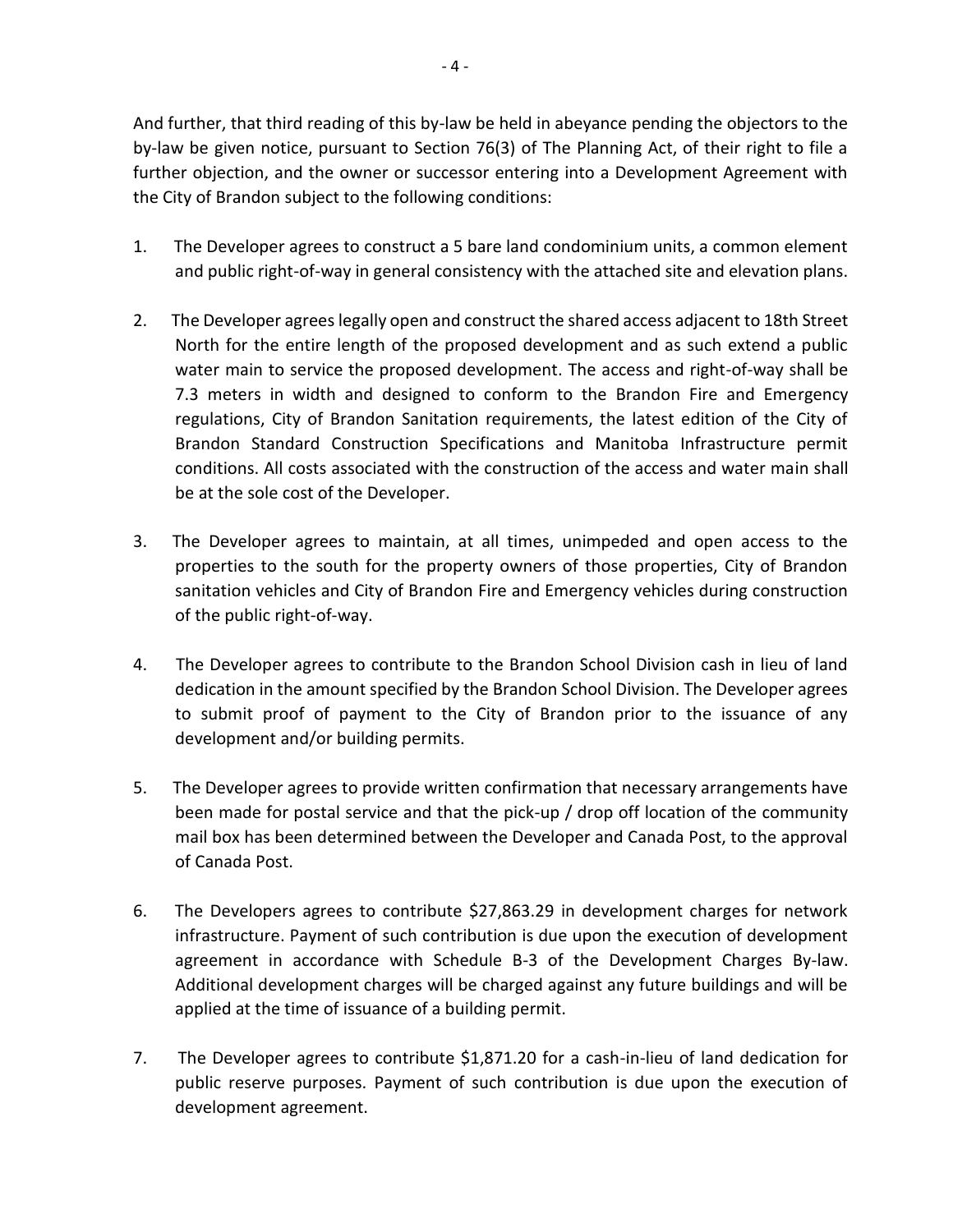And further, that third reading of this by-law be held in abeyance pending the objectors to the by-law be given notice, pursuant to Section 76(3) of The Planning Act, of their right to file a further objection, and the owner or successor entering into a Development Agreement with the City of Brandon subject to the following conditions:

1. The Developer agrees to construct a 5 bare land condominium units, a common element and public right-of-way in general consistency with the attached site and elevation plans.

2. The Developer agrees legally open and construct the shared access adjacent to 18th Street North for the entire length of the proposed development and as such extend a public water main to service the proposed development. The access and right-of-way shall be 7.3 meters in width and designed to conform to the Brandon Fire and Emergency regulations, City of Brandon Sanitation requirements, the latest edition of the City of Brandon Standard Construction Specifications and Manitoba Infrastructure permit conditions. All costs associated with the construction of the access and water main shall be at the sole cost of the Developer.

3. The Developer agrees to maintain, at all times, unimpeded and open access to the properties to the south for the property owners of those properties, City of Brandon sanitation vehicles and City of Brandon Fire and Emergency vehicles during construction of the public right-of-way.

4. The Developer agrees to contribute to the Brandon School Division cash in lieu of land dedication in the amount specified by the Brandon School Division. The Developer agrees to submit proof of payment to the City of Brandon prior to the issuance of any development and/or building permits.

5. The Developer agrees to provide written confirmation that necessary arrangements have been made for postal service and that the pick-up / drop off location of the community mail box has been determined between the Developer and Canada Post, to the approval of Canada Post.

6. The Developers agrees to contribute $27,863.29 in development charges for network infrastructure. Payment of such contribution is due upon the execution of development agreement in accordance with Schedule B-3 of the Development Charges By-law. Additional development charges will be charged against any future buildings and will be applied at the time of issuance of a building permit.

7. The Developer agrees to contribute $1,871.20 for a cash-in-lieu of land dedication for public reserve purposes. Payment of such contribution is due upon the execution of development agreement.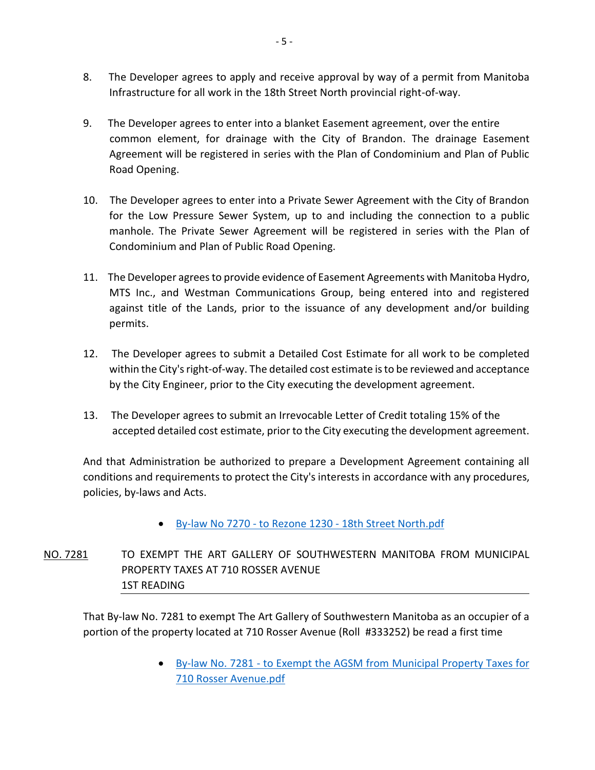8. The Developer agrees to apply and receive approval by way of a permit from Manitoba Infrastructure for all work in the 18th Street North provincial right-of-way.

9. The Developer agrees to enter into a blanket Easement agreement, over the entire common element, for drainage with the City of Brandon. The drainage Easement Agreement will be registered in series with the Plan of Condominium and Plan of Public Road Opening.

10. The Developer agrees to enter into a Private Sewer Agreement with the City of Brandon for the Low Pressure Sewer System, up to and including the connection to a public manhole. The Private Sewer Agreement will be registered in series with the Plan of Condominium and Plan of Public Road Opening.

11. The Developer agrees to provide evidence of Easement Agreements with Manitoba Hydro, MTS Inc., and Westman Communications Group, being entered into and registered against title of the Lands, prior to the issuance of any development and/or building permits.

12. The Developer agrees to submit a Detailed Cost Estimate for all work to be completed within the City's right-of-way. The detailed cost estimate is to be reviewed and acceptance by the City Engineer, prior to the City executing the development agreement.

13. The Developer agrees to submit an Irrevocable Letter of Credit totaling 15% of the accepted detailed cost estimate, prior to the City executing the development agreement.

And that Administration be authorized to prepare a Development Agreement containing all conditions and requirements to protect the City's interests in accordance with any procedures, policies, by-laws and Acts.

- By-law No 7270 - to Rezone 1230 - 18th Street North.pdf

<u>NO. 7281</u> TO EXEMPT THE ART GALLERY OF SOUTHWESTERN MANITOBA FROM MUNICIPAL PROPERTY TAXES AT 710 ROSSER AVENUE
1ST READING

That By-law No. 7281 to exempt The Art Gallery of Southwestern Manitoba as an occupier of a portion of the property located at 710 Rosser Avenue (Roll #333252) be read a first time

- By-law No. 7281 - to Exempt the AGSM from Municipal Property Taxes for 710 Rosser Avenue.pdf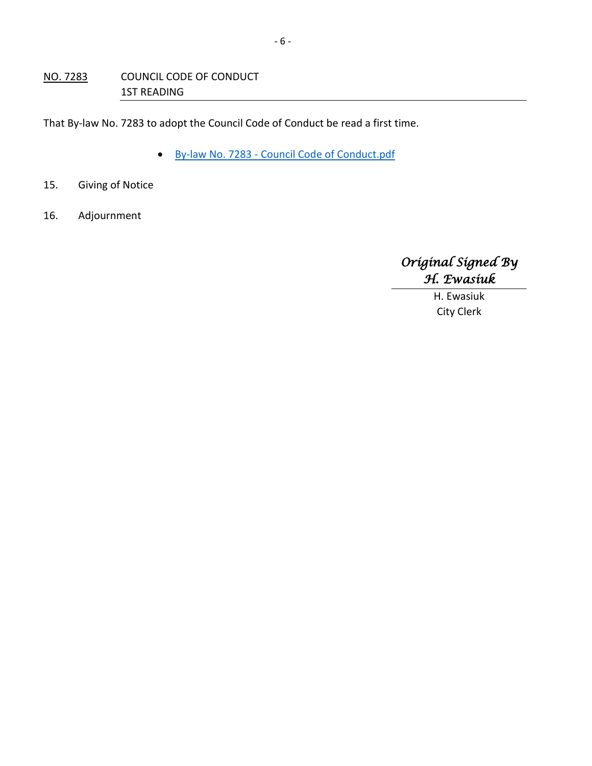<u>NO. 7283</u> COUNCIL CODE OF CONDUCT
1ST READING

That By-law No. 7283 to adopt the Council Code of Conduct be read a first time.

- By-law No. 7283 - Council Code of Conduct.pdf

15. Giving of Notice

16. Adjournment

*Original Signed By H. Ewasiuk*

H. Ewasiuk
City Clerk